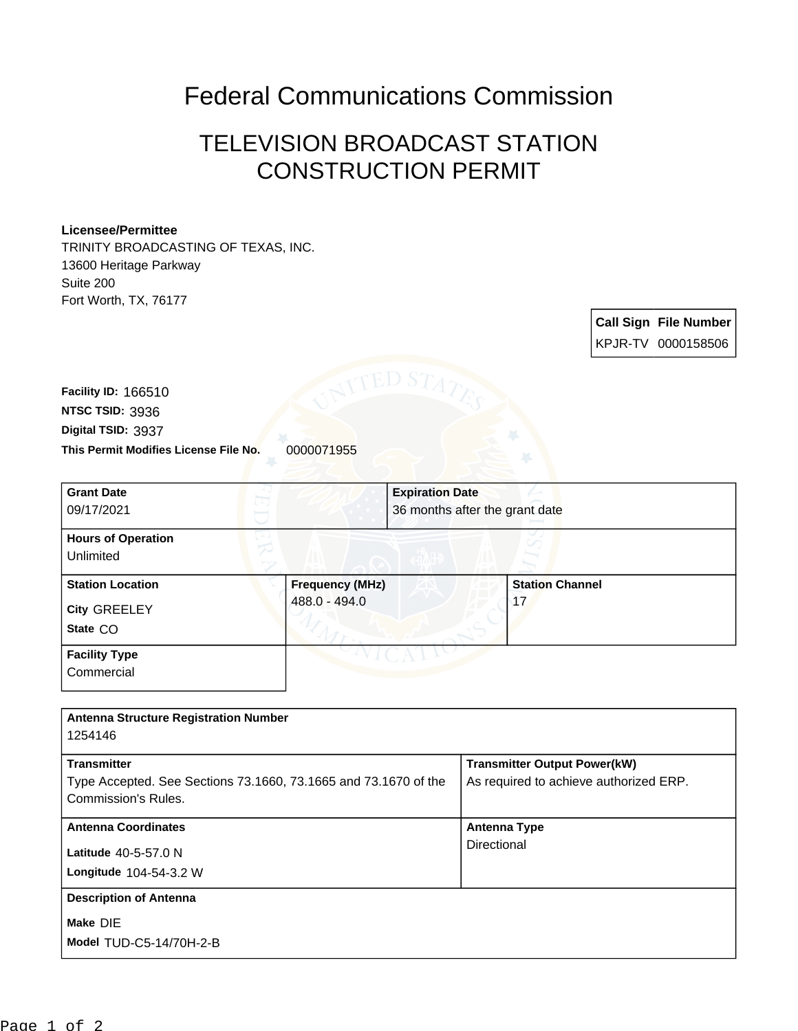# Federal Communications Commission

## TELEVISION BROADCAST STATION CONSTRUCTION PERMIT

**Licensee/Permittee**
TRINITY BROADCASTING OF TEXAS, INC.
13600 Heritage Parkway
Suite 200
Fort Worth, TX, 76177

| Call Sign | File Number |
|---|---|
| KPJR-TV | 0000158506 |

**Facility ID:** 166510
**NTSC TSID:** 3936
**Digital TSID:** 3937
**This Permit Modifies License File No.** 0000071955

| Grant Date | Expiration Date |
|---|---|
| 09/17/2021 | 36 months after the grant date |

| Hours of Operation |
|---|
| Unlimited |

| Station Location | Frequency (MHz) | Station Channel |
|---|---|---|
| City GREELEY<br>State CO | 488.0 - 494.0 | 17 |

| Facility Type |
|---|
| Commercial |

| Antenna Structure Registration Number | |
|---|---|
| 1254146 | |
| **Transmitter** | **Transmitter Output Power(kW)** |
| Type Accepted. See Sections 73.1660, 73.1665 and 73.1670 of the Commission's Rules. | As required to achieve authorized ERP. |
| **Antenna Coordinates** | **Antenna Type** |
| Latitude 40-5-57.0 N<br>Longitude 104-54-3.2 W | Directional |
| **Description of Antenna** | |
| Make DIE<br>Model TUD-C5-14/70H-2-B | |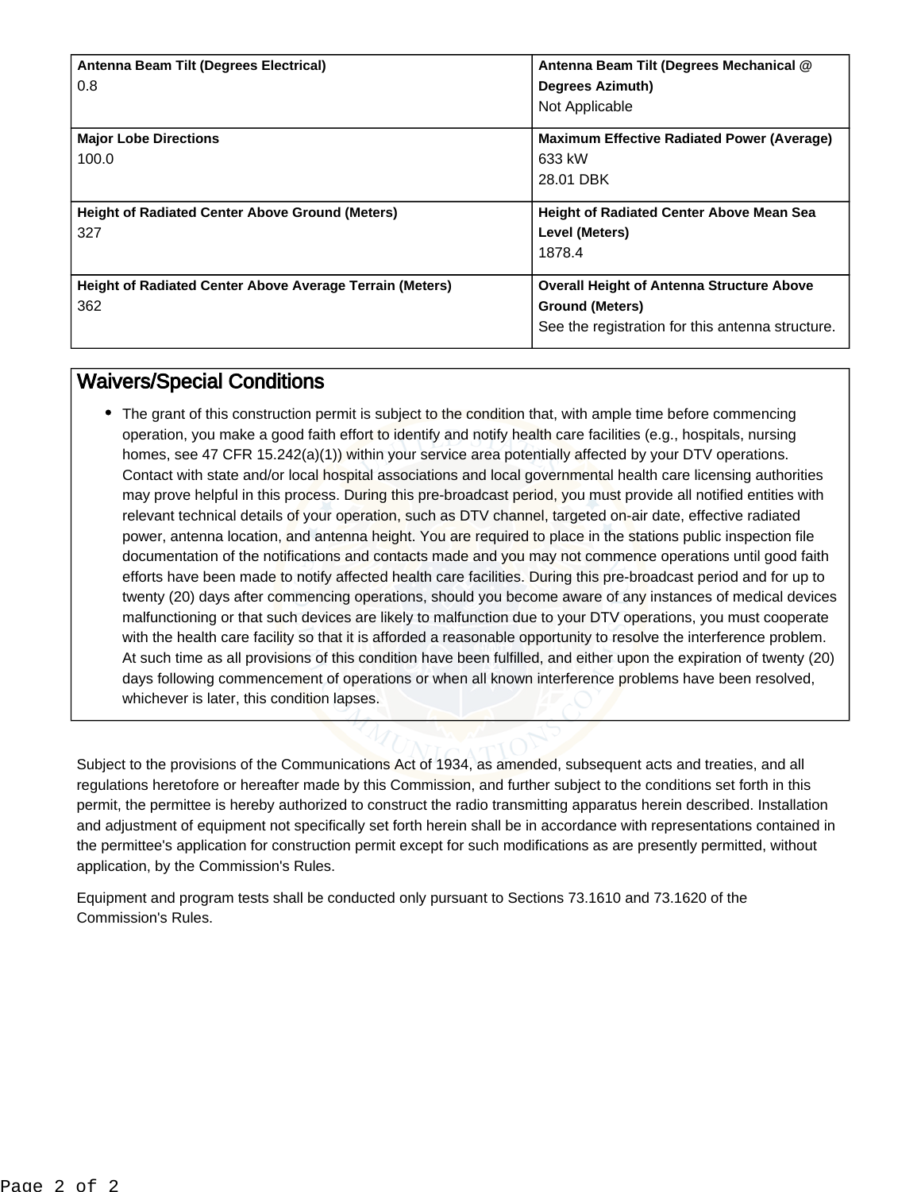| | |
|---|---|
| **Antenna Beam Tilt (Degrees Electrical)**<br>0.8 | **Antenna Beam Tilt (Degrees Mechanical @ Degrees Azimuth)**<br>Not Applicable |
| **Major Lobe Directions**<br>100.0 | **Maximum Effective Radiated Power (Average)**<br>633 kW<br>28.01 DBK |
| **Height of Radiated Center Above Ground (Meters)**<br>327 | **Height of Radiated Center Above Mean Sea Level (Meters)**<br>1878.4 |
| **Height of Radiated Center Above Average Terrain (Meters)**<br>362 | **Overall Height of Antenna Structure Above Ground (Meters)**<br>See the registration for this antenna structure. |

## Waivers/Special Conditions

- The grant of this construction permit is subject to the condition that, with ample time before commencing operation, you make a good faith effort to identify and notify health care facilities (e.g., hospitals, nursing homes, see 47 CFR 15.242(a)(1)) within your service area potentially affected by your DTV operations. Contact with state and/or local hospital associations and local governmental health care licensing authorities may prove helpful in this process. During this pre-broadcast period, you must provide all notified entities with relevant technical details of your operation, such as DTV channel, targeted on-air date, effective radiated power, antenna location, and antenna height. You are required to place in the stations public inspection file documentation of the notifications and contacts made and you may not commence operations until good faith efforts have been made to notify affected health care facilities. During this pre-broadcast period and for up to twenty (20) days after commencing operations, should you become aware of any instances of medical devices malfunctioning or that such devices are likely to malfunction due to your DTV operations, you must cooperate with the health care facility so that it is afforded a reasonable opportunity to resolve the interference problem. At such time as all provisions of this condition have been fulfilled, and either upon the expiration of twenty (20) days following commencement of operations or when all known interference problems have been resolved, whichever is later, this condition lapses.

Subject to the provisions of the Communications Act of 1934, as amended, subsequent acts and treaties, and all regulations heretofore or hereafter made by this Commission, and further subject to the conditions set forth in this permit, the permittee is hereby authorized to construct the radio transmitting apparatus herein described. Installation and adjustment of equipment not specifically set forth herein shall be in accordance with representations contained in the permittee's application for construction permit except for such modifications as are presently permitted, without application, by the Commission's Rules.

Equipment and program tests shall be conducted only pursuant to Sections 73.1610 and 73.1620 of the Commission's Rules.